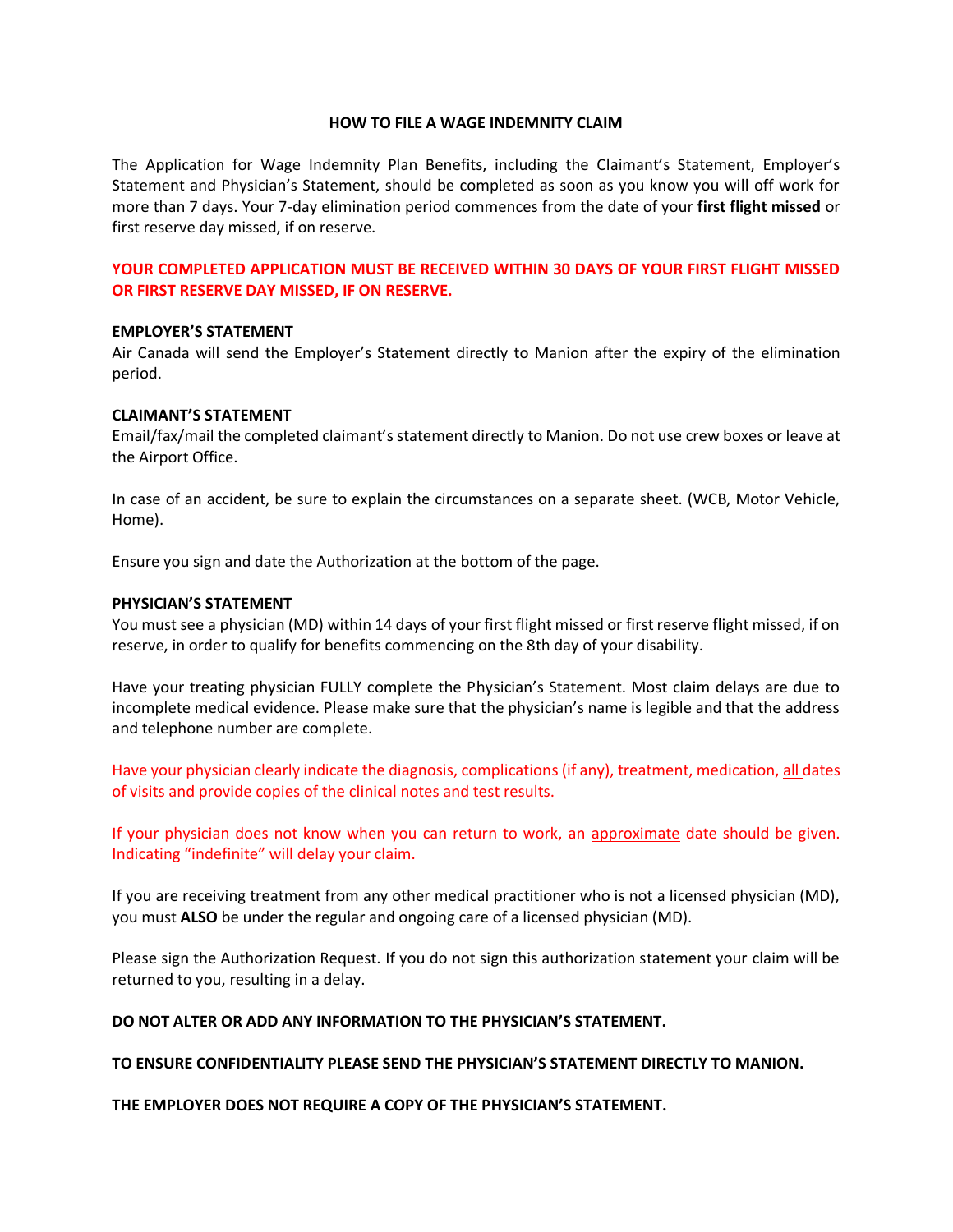# HOW TO FILE A WAGE INDEMNITY CLAIM

The Application for Wage Indemnity Plan Benefits, including the Claimant's Statement, Employer's Statement and Physician's Statement, should be completed as soon as you know you will off work for more than 7 days. Your 7-day elimination period commences from the date of your **first flight missed** or first reserve day missed, if on reserve.

**YOUR COMPLETED APPLICATION MUST BE RECEIVED WITHIN 30 DAYS OF YOUR FIRST FLIGHT MISSED OR FIRST RESERVE DAY MISSED, IF ON RESERVE.**

**EMPLOYER'S STATEMENT**

Air Canada will send the Employer's Statement directly to Manion after the expiry of the elimination period.

**CLAIMANT'S STATEMENT**

Email/fax/mail the completed claimant's statement directly to Manion. Do not use crew boxes or leave at the Airport Office.

In case of an accident, be sure to explain the circumstances on a separate sheet. (WCB, Motor Vehicle, Home).

Ensure you sign and date the Authorization at the bottom of the page.

**PHYSICIAN'S STATEMENT**

You must see a physician (MD) within 14 days of your first flight missed or first reserve flight missed, if on reserve, in order to qualify for benefits commencing on the 8th day of your disability.

Have your treating physician FULLY complete the Physician's Statement. Most claim delays are due to incomplete medical evidence. Please make sure that the physician's name is legible and that the address and telephone number are complete.

Have your physician clearly indicate the diagnosis, complications (if any), treatment, medication, all dates of visits and provide copies of the clinical notes and test results.

If your physician does not know when you can return to work, an approximate date should be given. Indicating "indefinite" will delay your claim.

If you are receiving treatment from any other medical practitioner who is not a licensed physician (MD), you must **ALSO** be under the regular and ongoing care of a licensed physician (MD).

Please sign the Authorization Request. If you do not sign this authorization statement your claim will be returned to you, resulting in a delay.

**DO NOT ALTER OR ADD ANY INFORMATION TO THE PHYSICIAN'S STATEMENT.**

**TO ENSURE CONFIDENTIALITY PLEASE SEND THE PHYSICIAN'S STATEMENT DIRECTLY TO MANION.**

**THE EMPLOYER DOES NOT REQUIRE A COPY OF THE PHYSICIAN'S STATEMENT.**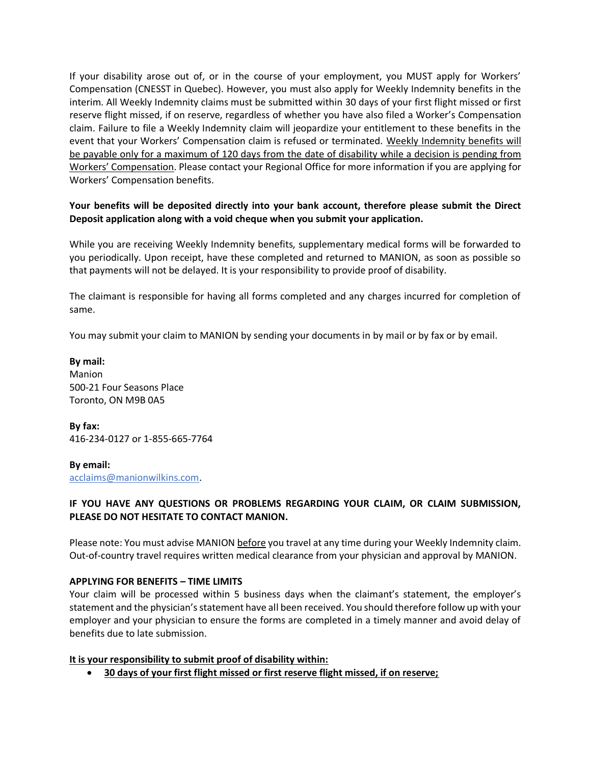If your disability arose out of, or in the course of your employment, you MUST apply for Workers' Compensation (CNESST in Quebec). However, you must also apply for Weekly Indemnity benefits in the interim. All Weekly Indemnity claims must be submitted within 30 days of your first flight missed or first reserve flight missed, if on reserve, regardless of whether you have also filed a Worker's Compensation claim. Failure to file a Weekly Indemnity claim will jeopardize your entitlement to these benefits in the event that your Workers' Compensation claim is refused or terminated. <u>Weekly Indemnity benefits will be payable only for a maximum of 120 days from the date of disability while a decision is pending from Workers' Compensation</u>. Please contact your Regional Office for more information if you are applying for Workers' Compensation benefits.

**Your benefits will be deposited directly into your bank account, therefore please submit the Direct Deposit application along with a void cheque when you submit your application.**

While you are receiving Weekly Indemnity benefits, supplementary medical forms will be forwarded to you periodically. Upon receipt, have these completed and returned to MANION, as soon as possible so that payments will not be delayed. It is your responsibility to provide proof of disability.

The claimant is responsible for having all forms completed and any charges incurred for completion of same.

You may submit your claim to MANION by sending your documents in by mail or by fax or by email.

**By mail:**
Manion
500-21 Four Seasons Place
Toronto, ON M9B 0A5

**By fax:**
416-234-0127 or 1-855-665-7764

**By email:**
acclaims@manionwilkins.com.

**IF YOU HAVE ANY QUESTIONS OR PROBLEMS REGARDING YOUR CLAIM, OR CLAIM SUBMISSION, PLEASE DO NOT HESITATE TO CONTACT MANION.**

Please note: You must advise MANION <u>before</u> you travel at any time during your Weekly Indemnity claim. Out-of-country travel requires written medical clearance from your physician and approval by MANION.

**APPLYING FOR BENEFITS – TIME LIMITS**

Your claim will be processed within 5 business days when the claimant's statement, the employer's statement and the physician's statement have all been received. You should therefore follow up with your employer and your physician to ensure the forms are completed in a timely manner and avoid delay of benefits due to late submission.

**<u>It is your responsibility to submit proof of disability within:</u>**

- **<u>30 days of your first flight missed or first reserve flight missed, if on reserve;</u>**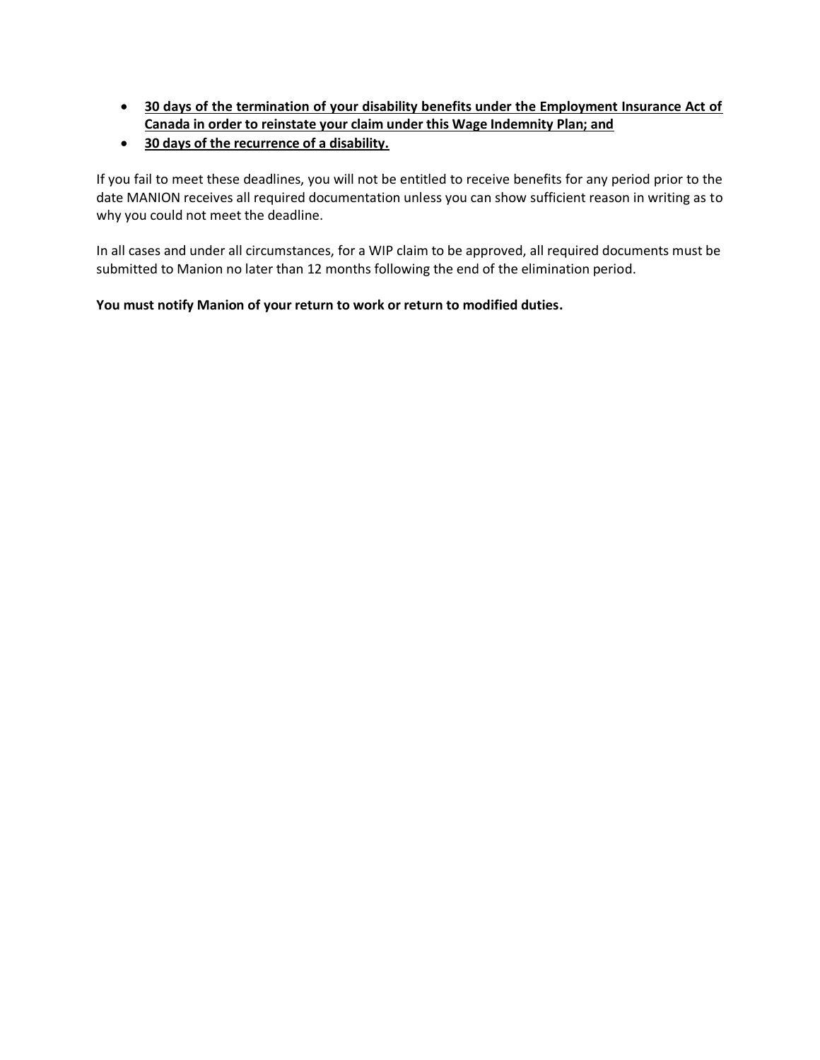- **<u>30 days of the termination of your disability benefits under the Employment Insurance Act of Canada in order to reinstate your claim under this Wage Indemnity Plan; and</u>**
- **<u>30 days of the recurrence of a disability.</u>**

If you fail to meet these deadlines, you will not be entitled to receive benefits for any period prior to the date MANION receives all required documentation unless you can show sufficient reason in writing as to why you could not meet the deadline.

In all cases and under all circumstances, for a WIP claim to be approved, all required documents must be submitted to Manion no later than 12 months following the end of the elimination period.

**You must notify Manion of your return to work or return to modified duties.**